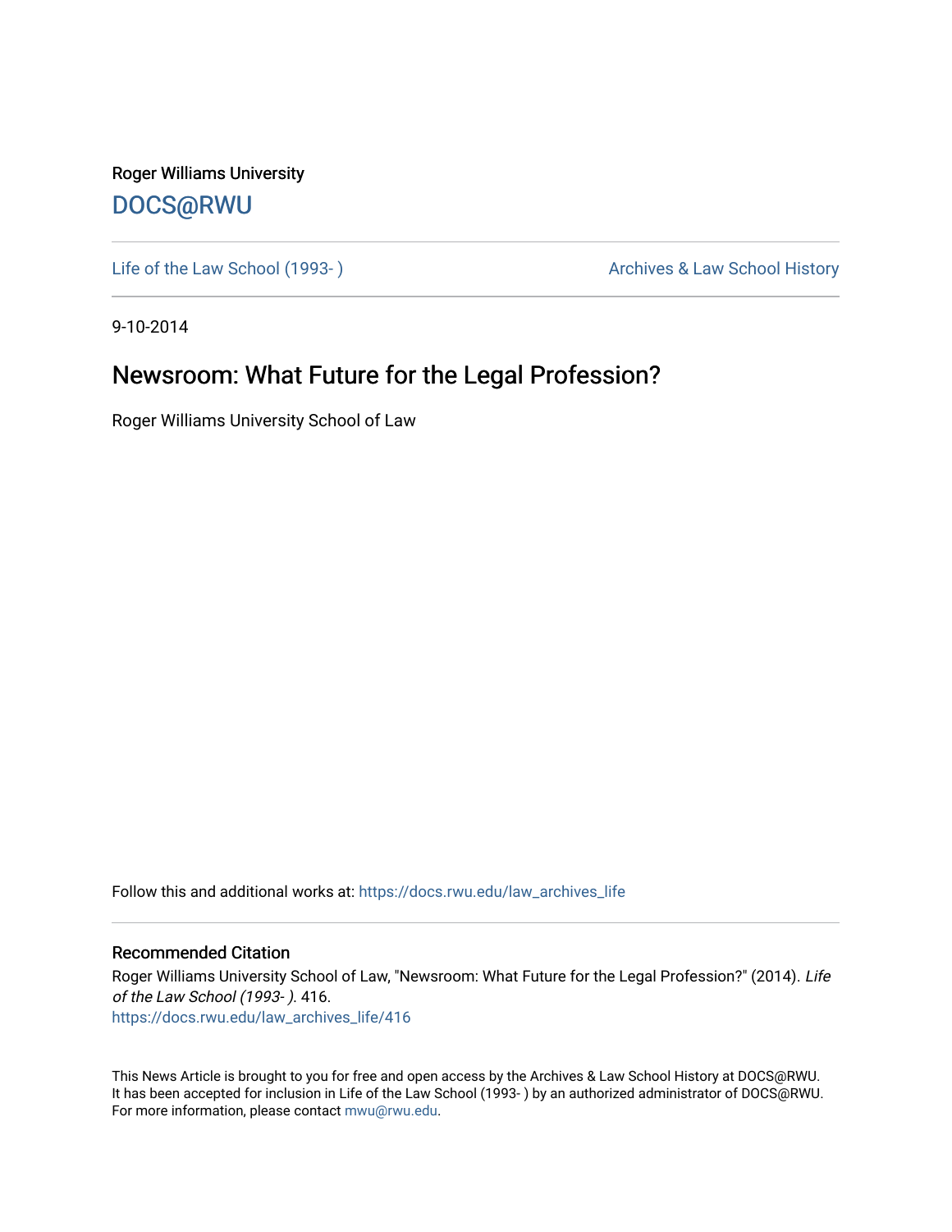Roger Williams University

DOCS@RWU

Life of the Law School (1993- )

Archives & Law School History

9-10-2014

# Newsroom: What Future for the Legal Profession?

Roger Williams University School of Law

Follow this and additional works at: https://docs.rwu.edu/law_archives_life

## Recommended Citation

Roger Williams University School of Law, "Newsroom: What Future for the Legal Profession?" (2014). *Life of the Law School (1993- )*. 416.
https://docs.rwu.edu/law_archives_life/416

This News Article is brought to you for free and open access by the Archives & Law School History at DOCS@RWU. It has been accepted for inclusion in Life of the Law School (1993- ) by an authorized administrator of DOCS@RWU. For more information, please contact mwu@rwu.edu.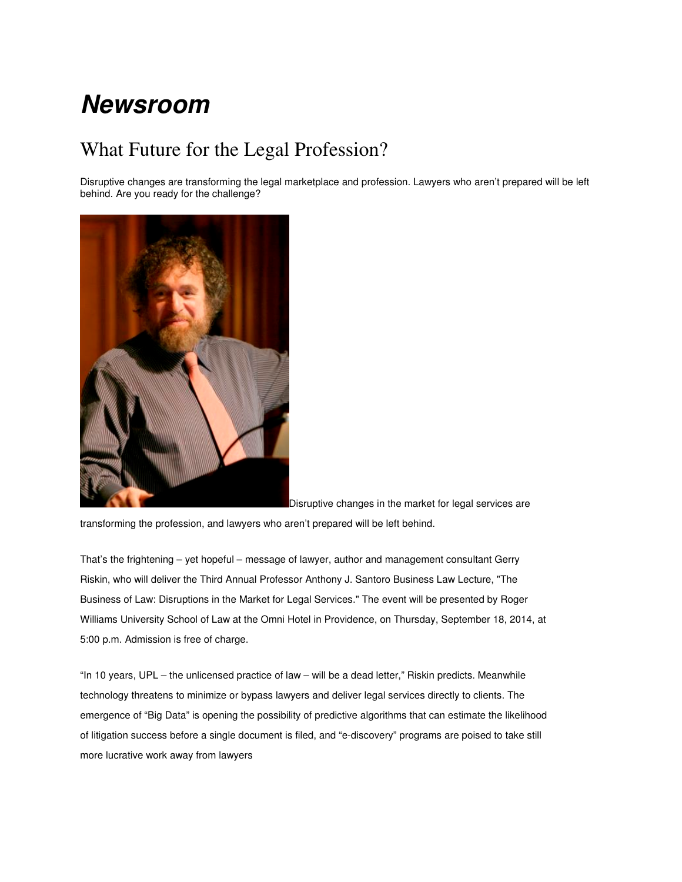# *Newsroom*

## What Future for the Legal Profession?

Disruptive changes are transforming the legal marketplace and profession. Lawyers who aren't prepared will be left behind. Are you ready for the challenge?

Disruptive changes in the market for legal services are transforming the profession, and lawyers who aren't prepared will be left behind.

That's the frightening – yet hopeful – message of lawyer, author and management consultant Gerry Riskin, who will deliver the Third Annual Professor Anthony J. Santoro Business Law Lecture, "The Business of Law: Disruptions in the Market for Legal Services." The event will be presented by Roger Williams University School of Law at the Omni Hotel in Providence, on Thursday, September 18, 2014, at 5:00 p.m. Admission is free of charge.

"In 10 years, UPL – the unlicensed practice of law – will be a dead letter," Riskin predicts. Meanwhile technology threatens to minimize or bypass lawyers and deliver legal services directly to clients. The emergence of "Big Data" is opening the possibility of predictive algorithms that can estimate the likelihood of litigation success before a single document is filed, and "e-discovery" programs are poised to take still more lucrative work away from lawyers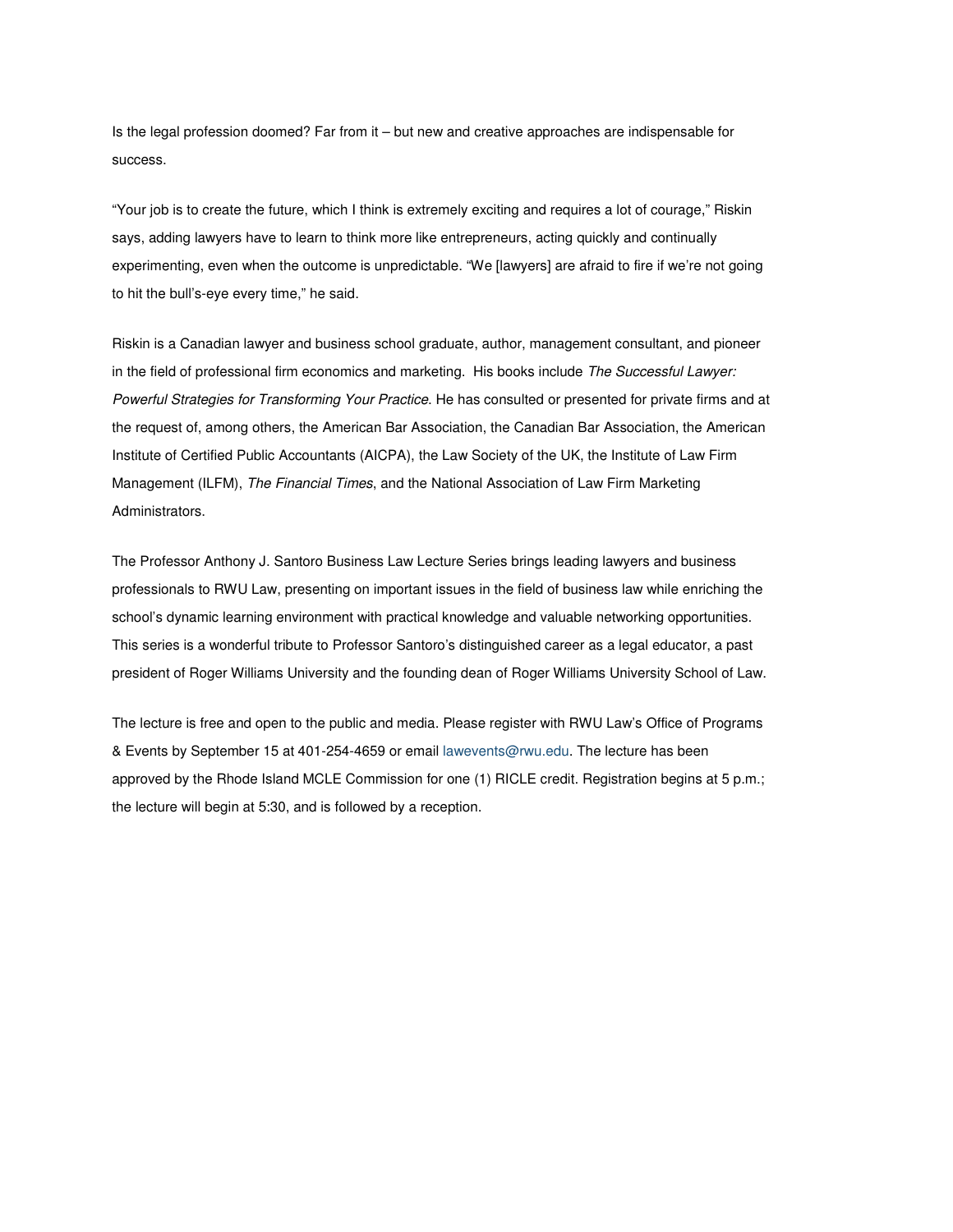Is the legal profession doomed? Far from it – but new and creative approaches are indispensable for success.

"Your job is to create the future, which I think is extremely exciting and requires a lot of courage," Riskin says, adding lawyers have to learn to think more like entrepreneurs, acting quickly and continually experimenting, even when the outcome is unpredictable. "We [lawyers] are afraid to fire if we're not going to hit the bull's-eye every time," he said.

Riskin is a Canadian lawyer and business school graduate, author, management consultant, and pioneer in the field of professional firm economics and marketing. His books include *The Successful Lawyer: Powerful Strategies for Transforming Your Practice*. He has consulted or presented for private firms and at the request of, among others, the American Bar Association, the Canadian Bar Association, the American Institute of Certified Public Accountants (AICPA), the Law Society of the UK, the Institute of Law Firm Management (ILFM), *The Financial Times*, and the National Association of Law Firm Marketing Administrators.

The Professor Anthony J. Santoro Business Law Lecture Series brings leading lawyers and business professionals to RWU Law, presenting on important issues in the field of business law while enriching the school's dynamic learning environment with practical knowledge and valuable networking opportunities. This series is a wonderful tribute to Professor Santoro's distinguished career as a legal educator, a past president of Roger Williams University and the founding dean of Roger Williams University School of Law.

The lecture is free and open to the public and media. Please register with RWU Law's Office of Programs & Events by September 15 at 401-254-4659 or email lawevents@rwu.edu. The lecture has been approved by the Rhode Island MCLE Commission for one (1) RICLE credit. Registration begins at 5 p.m.; the lecture will begin at 5:30, and is followed by a reception.